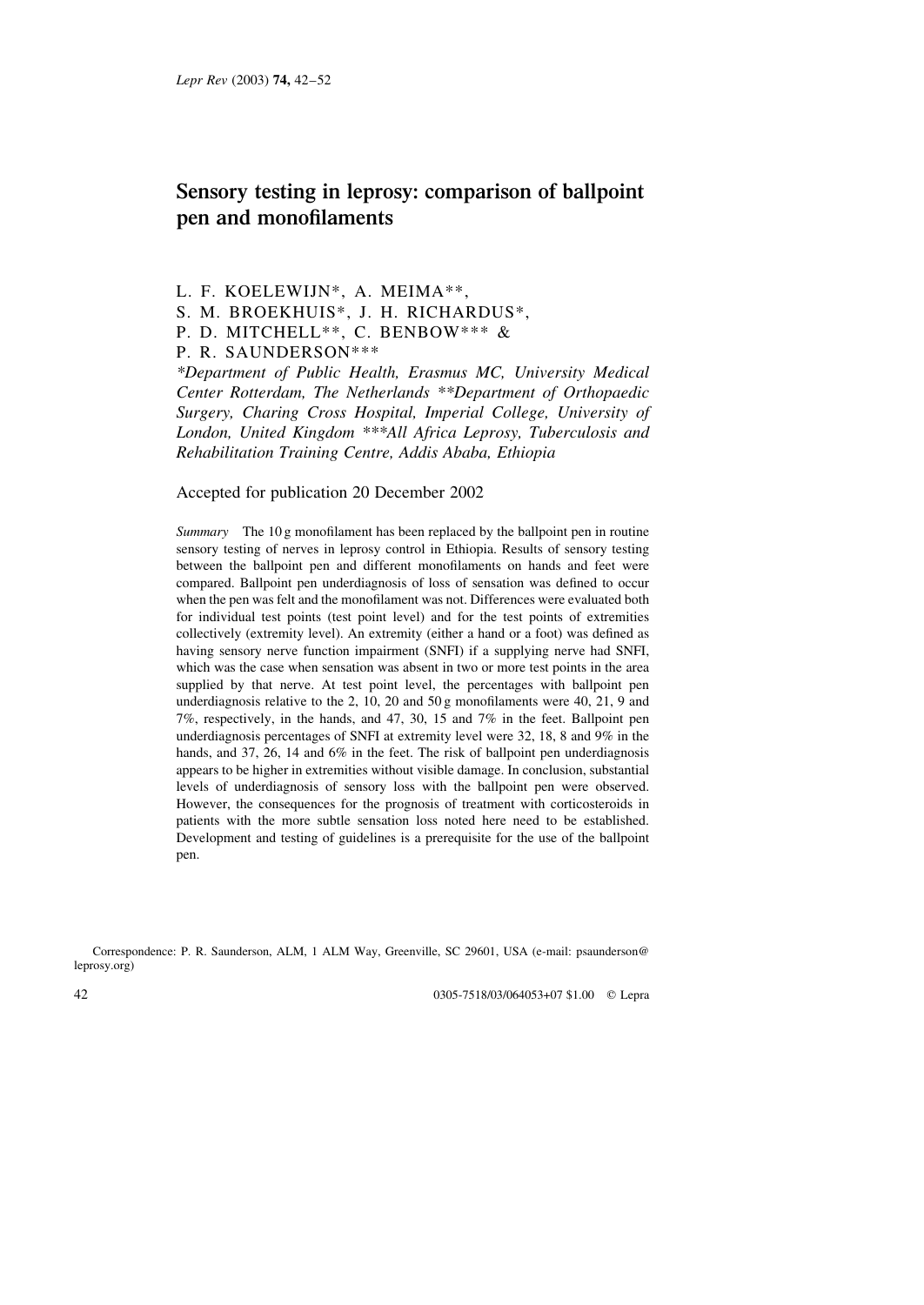# Sensory testing in leprosy: comparison of ballpoint pen and monofilaments

L. F. KOELEWIJN*, A. MEIMA**, S. M. BROEKHUIS*, J. H. RICHARDUS*, P. D. MITCHELL**, C. BENBOW*** & P. R. SAUNDERSON***

*\*Department of Public Health, Erasmus MC, University Medical Center Rotterdam, The Netherlands \*\*Department of Orthopaedic Surgery, Charing Cross Hospital, Imperial College, University of London, United Kingdom \*\*\*All Africa Leprosy, Tuberculosis and Rehabilitation Training Centre, Addis Ababa, Ethiopia*

Accepted for publication 20 December 2002

*Summary* The 10 g monofilament has been replaced by the ballpoint pen in routine sensory testing of nerves in leprosy control in Ethiopia. Results of sensory testing between the ballpoint pen and different monofilaments on hands and feet were compared. Ballpoint pen underdiagnosis of loss of sensation was defined to occur when the pen was felt and the monofilament was not. Differences were evaluated both for individual test points (test point level) and for the test points of extremities collectively (extremity level). An extremity (either a hand or a foot) was defined as having sensory nerve function impairment (SNFI) if a supplying nerve had SNFI, which was the case when sensation was absent in two or more test points in the area supplied by that nerve. At test point level, the percentages with ballpoint pen underdiagnosis relative to the 2, 10, 20 and 50 g monofilaments were 40, 21, 9 and 7%, respectively, in the hands, and 47, 30, 15 and 7% in the feet. Ballpoint pen underdiagnosis percentages of SNFI at extremity level were 32, 18, 8 and 9% in the hands, and 37, 26, 14 and 6% in the feet. The risk of ballpoint pen underdiagnosis appears to be higher in extremities without visible damage. In conclusion, substantial levels of underdiagnosis of sensory loss with the ballpoint pen were observed. However, the consequences for the prognosis of treatment with corticosteroids in patients with the more subtle sensation loss noted here need to be established. Development and testing of guidelines is a prerequisite for the use of the ballpoint pen.

Correspondence: P. R. Saunderson, ALM, 1 ALM Way, Greenville, SC 29601, USA (e-mail: psaunderson@leprosy.org)

0305-7518/03/064053+07 $1.00 © Lepra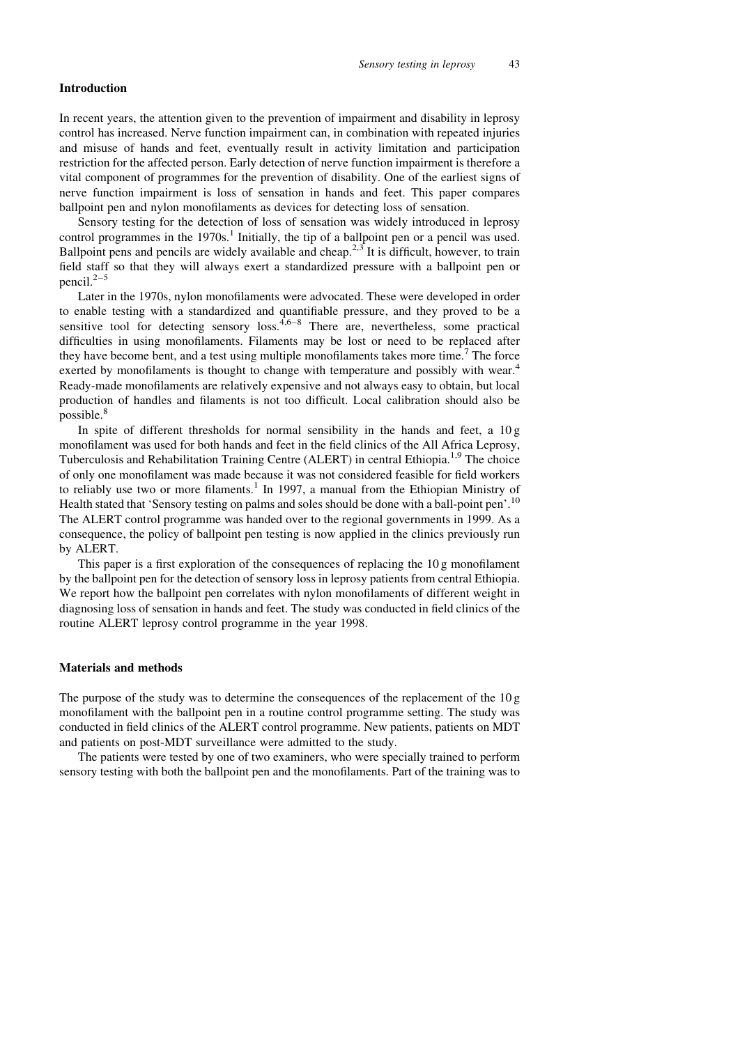## Introduction

In recent years, the attention given to the prevention of impairment and disability in leprosy control has increased. Nerve function impairment can, in combination with repeated injuries and misuse of hands and feet, eventually result in activity limitation and participation restriction for the affected person. Early detection of nerve function impairment is therefore a vital component of programmes for the prevention of disability. One of the earliest signs of nerve function impairment is loss of sensation in hands and feet. This paper compares ballpoint pen and nylon monofilaments as devices for detecting loss of sensation.

Sensory testing for the detection of loss of sensation was widely introduced in leprosy control programmes in the 1970s.[1] Initially, the tip of a ballpoint pen or a pencil was used. Ballpoint pens and pencils are widely available and cheap.[2,3] It is difficult, however, to train field staff so that they will always exert a standardized pressure with a ballpoint pen or pencil.[2–5]

Later in the 1970s, nylon monofilaments were advocated. These were developed in order to enable testing with a standardized and quantifiable pressure, and they proved to be a sensitive tool for detecting sensory loss.[4,6–8] There are, nevertheless, some practical difficulties in using monofilaments. Filaments may be lost or need to be replaced after they have become bent, and a test using multiple monofilaments takes more time.[7] The force exerted by monofilaments is thought to change with temperature and possibly with wear.[4] Ready-made monofilaments are relatively expensive and not always easy to obtain, but local production of handles and filaments is not too difficult. Local calibration should also be possible.[8]

In spite of different thresholds for normal sensibility in the hands and feet, a 10 g monofilament was used for both hands and feet in the field clinics of the All Africa Leprosy, Tuberculosis and Rehabilitation Training Centre (ALERT) in central Ethiopia.[1,9] The choice of only one monofilament was made because it was not considered feasible for field workers to reliably use two or more filaments.[1] In 1997, a manual from the Ethiopian Ministry of Health stated that 'Sensory testing on palms and soles should be done with a ball-point pen'.[10] The ALERT control programme was handed over to the regional governments in 1999. As a consequence, the policy of ballpoint pen testing is now applied in the clinics previously run by ALERT.

This paper is a first exploration of the consequences of replacing the 10 g monofilament by the ballpoint pen for the detection of sensory loss in leprosy patients from central Ethiopia. We report how the ballpoint pen correlates with nylon monofilaments of different weight in diagnosing loss of sensation in hands and feet. The study was conducted in field clinics of the routine ALERT leprosy control programme in the year 1998.

## Materials and methods

The purpose of the study was to determine the consequences of the replacement of the 10 g monofilament with the ballpoint pen in a routine control programme setting. The study was conducted in field clinics of the ALERT control programme. New patients, patients on MDT and patients on post-MDT surveillance were admitted to the study.

The patients were tested by one of two examiners, who were specially trained to perform sensory testing with both the ballpoint pen and the monofilaments. Part of the training was to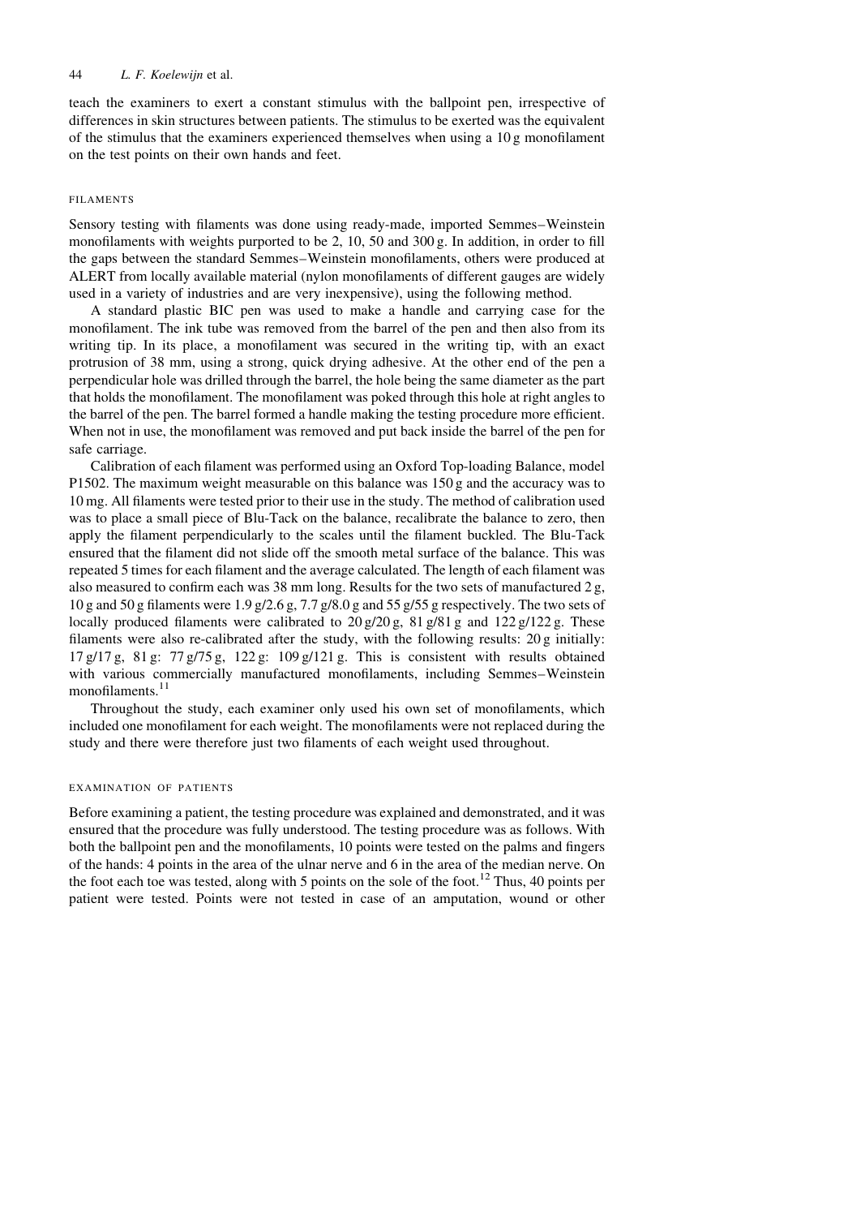teach the examiners to exert a constant stimulus with the ballpoint pen, irrespective of differences in skin structures between patients. The stimulus to be exerted was the equivalent of the stimulus that the examiners experienced themselves when using a 10 g monofilament on the test points on their own hands and feet.

### Filaments

Sensory testing with filaments was done using ready-made, imported Semmes–Weinstein monofilaments with weights purported to be 2, 10, 50 and 300 g. In addition, in order to fill the gaps between the standard Semmes–Weinstein monofilaments, others were produced at ALERT from locally available material (nylon monofilaments of different gauges are widely used in a variety of industries and are very inexpensive), using the following method.

A standard plastic BIC pen was used to make a handle and carrying case for the monofilament. The ink tube was removed from the barrel of the pen and then also from its writing tip. In its place, a monofilament was secured in the writing tip, with an exact protrusion of 38 mm, using a strong, quick drying adhesive. At the other end of the pen a perpendicular hole was drilled through the barrel, the hole being the same diameter as the part that holds the monofilament. The monofilament was poked through this hole at right angles to the barrel of the pen. The barrel formed a handle making the testing procedure more efficient. When not in use, the monofilament was removed and put back inside the barrel of the pen for safe carriage.

Calibration of each filament was performed using an Oxford Top-loading Balance, model P1502. The maximum weight measurable on this balance was 150 g and the accuracy was to 10 mg. All filaments were tested prior to their use in the study. The method of calibration used was to place a small piece of Blu-Tack on the balance, recalibrate the balance to zero, then apply the filament perpendicularly to the scales until the filament buckled. The Blu-Tack ensured that the filament did not slide off the smooth metal surface of the balance. This was repeated 5 times for each filament and the average calculated. The length of each filament was also measured to confirm each was 38 mm long. Results for the two sets of manufactured 2 g, 10 g and 50 g filaments were 1.9 g/2.6 g, 7.7 g/8.0 g and 55 g/55 g respectively. The two sets of locally produced filaments were calibrated to 20 g/20 g, 81 g/81 g and 122 g/122 g. These filaments were also re-calibrated after the study, with the following results: 20 g initially: 17 g/17 g, 81 g: 77 g/75 g, 122 g: 109 g/121 g. This is consistent with results obtained with various commercially manufactured monofilaments, including Semmes–Weinstein monofilaments.[11]

Throughout the study, each examiner only used his own set of monofilaments, which included one monofilament for each weight. The monofilaments were not replaced during the study and there were therefore just two filaments of each weight used throughout.

### Examination of patients

Before examining a patient, the testing procedure was explained and demonstrated, and it was ensured that the procedure was fully understood. The testing procedure was as follows. With both the ballpoint pen and the monofilaments, 10 points were tested on the palms and fingers of the hands: 4 points in the area of the ulnar nerve and 6 in the area of the median nerve. On the foot each toe was tested, along with 5 points on the sole of the foot.[12] Thus, 40 points per patient were tested. Points were not tested in case of an amputation, wound or other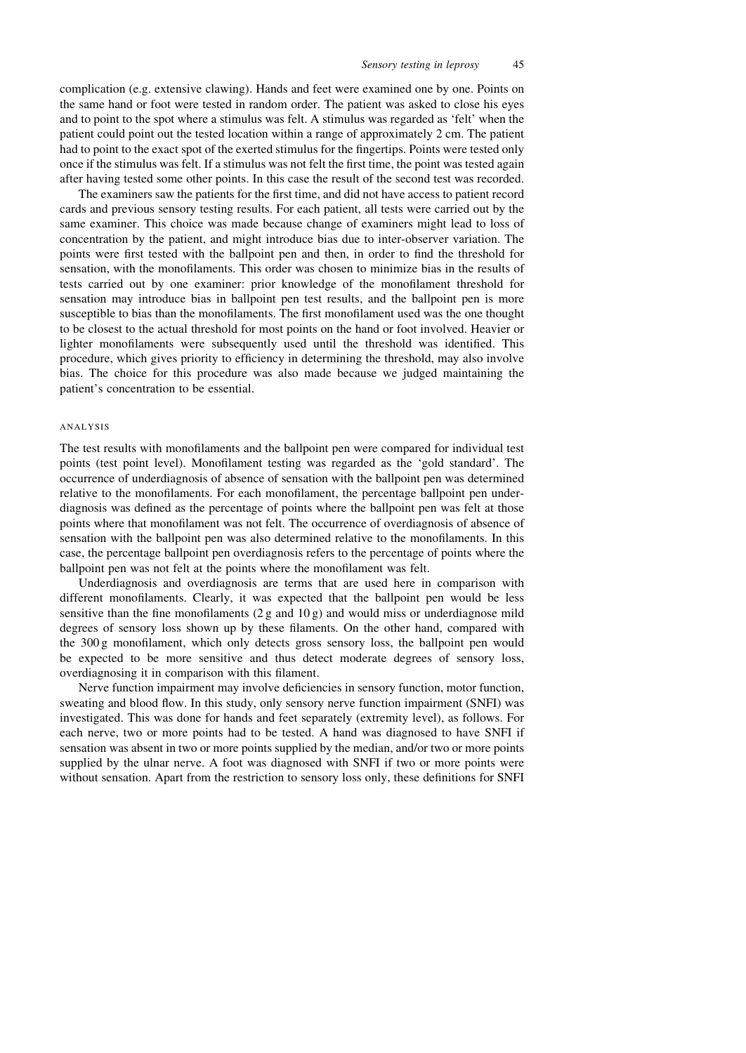complication (e.g. extensive clawing). Hands and feet were examined one by one. Points on the same hand or foot were tested in random order. The patient was asked to close his eyes and to point to the spot where a stimulus was felt. A stimulus was regarded as 'felt' when the patient could point out the tested location within a range of approximately 2 cm. The patient had to point to the exact spot of the exerted stimulus for the fingertips. Points were tested only once if the stimulus was felt. If a stimulus was not felt the first time, the point was tested again after having tested some other points. In this case the result of the second test was recorded.

The examiners saw the patients for the first time, and did not have access to patient record cards and previous sensory testing results. For each patient, all tests were carried out by the same examiner. This choice was made because change of examiners might lead to loss of concentration by the patient, and might introduce bias due to inter-observer variation. The points were first tested with the ballpoint pen and then, in order to find the threshold for sensation, with the monofilaments. This order was chosen to minimize bias in the results of tests carried out by one examiner: prior knowledge of the monofilament threshold for sensation may introduce bias in ballpoint pen test results, and the ballpoint pen is more susceptible to bias than the monofilaments. The first monofilament used was the one thought to be closest to the actual threshold for most points on the hand or foot involved. Heavier or lighter monofilaments were subsequently used until the threshold was identified. This procedure, which gives priority to efficiency in determining the threshold, may also involve bias. The choice for this procedure was also made because we judged maintaining the patient's concentration to be essential.

### ANALYSIS

The test results with monofilaments and the ballpoint pen were compared for individual test points (test point level). Monofilament testing was regarded as the 'gold standard'. The occurrence of underdiagnosis of absence of sensation with the ballpoint pen was determined relative to the monofilaments. For each monofilament, the percentage ballpoint pen underdiagnosis was defined as the percentage of points where the ballpoint pen was felt at those points where that monofilament was not felt. The occurrence of overdiagnosis of absence of sensation with the ballpoint pen was also determined relative to the monofilaments. In this case, the percentage ballpoint pen overdiagnosis refers to the percentage of points where the ballpoint pen was not felt at the points where the monofilament was felt.

Underdiagnosis and overdiagnosis are terms that are used here in comparison with different monofilaments. Clearly, it was expected that the ballpoint pen would be less sensitive than the fine monofilaments (2 g and 10 g) and would miss or underdiagnose mild degrees of sensory loss shown up by these filaments. On the other hand, compared with the 300 g monofilament, which only detects gross sensory loss, the ballpoint pen would be expected to be more sensitive and thus detect moderate degrees of sensory loss, overdiagnosing it in comparison with this filament.

Nerve function impairment may involve deficiencies in sensory function, motor function, sweating and blood flow. In this study, only sensory nerve function impairment (SNFI) was investigated. This was done for hands and feet separately (extremity level), as follows. For each nerve, two or more points had to be tested. A hand was diagnosed to have SNFI if sensation was absent in two or more points supplied by the median, and/or two or more points supplied by the ulnar nerve. A foot was diagnosed with SNFI if two or more points were without sensation. Apart from the restriction to sensory loss only, these definitions for SNFI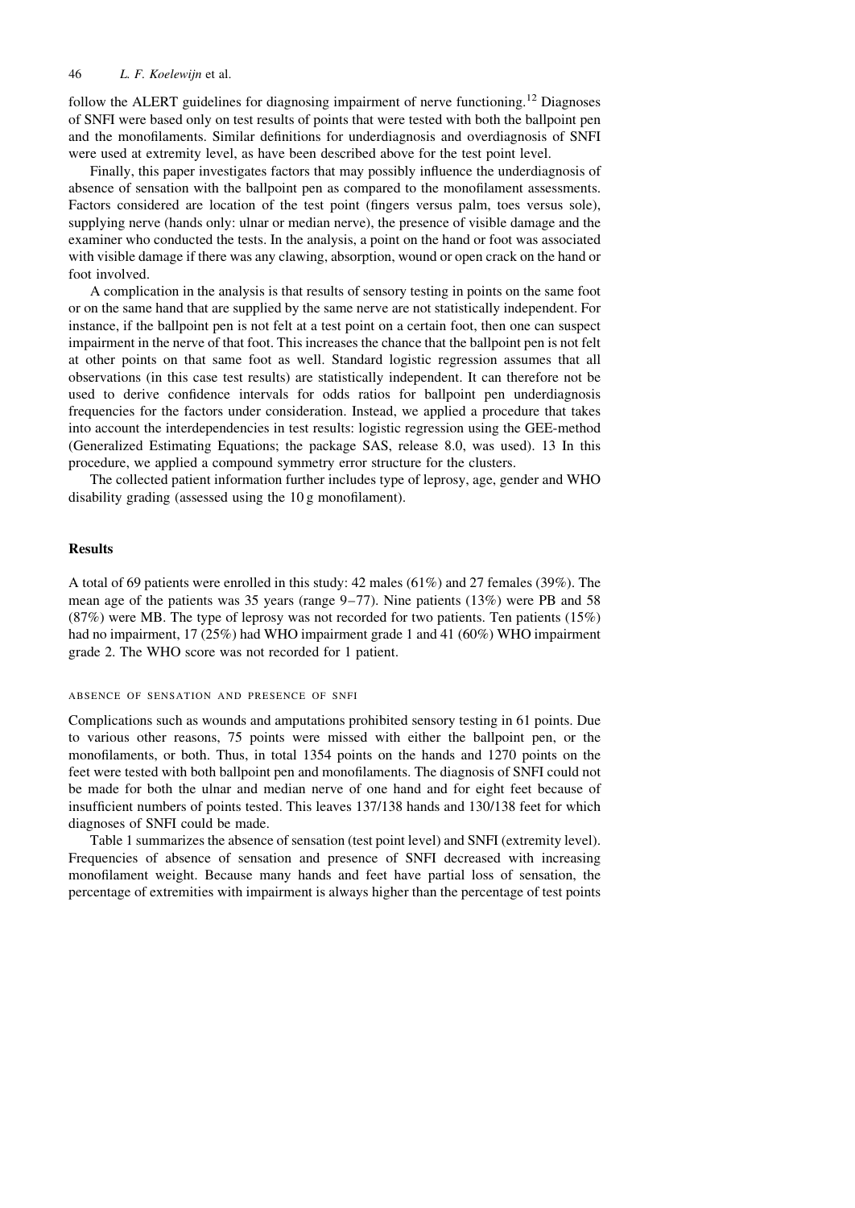follow the ALERT guidelines for diagnosing impairment of nerve functioning.[12] Diagnoses of SNFI were based only on test results of points that were tested with both the ballpoint pen and the monofilaments. Similar definitions for underdiagnosis and overdiagnosis of SNFI were used at extremity level, as have been described above for the test point level.

Finally, this paper investigates factors that may possibly influence the underdiagnosis of absence of sensation with the ballpoint pen as compared to the monofilament assessments. Factors considered are location of the test point (fingers versus palm, toes versus sole), supplying nerve (hands only: ulnar or median nerve), the presence of visible damage and the examiner who conducted the tests. In the analysis, a point on the hand or foot was associated with visible damage if there was any clawing, absorption, wound or open crack on the hand or foot involved.

A complication in the analysis is that results of sensory testing in points on the same foot or on the same hand that are supplied by the same nerve are not statistically independent. For instance, if the ballpoint pen is not felt at a test point on a certain foot, then one can suspect impairment in the nerve of that foot. This increases the chance that the ballpoint pen is not felt at other points on that same foot as well. Standard logistic regression assumes that all observations (in this case test results) are statistically independent. It can therefore not be used to derive confidence intervals for odds ratios for ballpoint pen underdiagnosis frequencies for the factors under consideration. Instead, we applied a procedure that takes into account the interdependencies in test results: logistic regression using the GEE-method (Generalized Estimating Equations; the package SAS, release 8.0, was used). 13 In this procedure, we applied a compound symmetry error structure for the clusters.

The collected patient information further includes type of leprosy, age, gender and WHO disability grading (assessed using the 10 g monofilament).

## Results

A total of 69 patients were enrolled in this study: 42 males (61%) and 27 females (39%). The mean age of the patients was 35 years (range 9–77). Nine patients (13%) were PB and 58 (87%) were MB. The type of leprosy was not recorded for two patients. Ten patients (15%) had no impairment, 17 (25%) had WHO impairment grade 1 and 41 (60%) WHO impairment grade 2. The WHO score was not recorded for 1 patient.

### Absence of sensation and presence of SNFI

Complications such as wounds and amputations prohibited sensory testing in 61 points. Due to various other reasons, 75 points were missed with either the ballpoint pen, or the monofilaments, or both. Thus, in total 1354 points on the hands and 1270 points on the feet were tested with both ballpoint pen and monofilaments. The diagnosis of SNFI could not be made for both the ulnar and median nerve of one hand and for eight feet because of insufficient numbers of points tested. This leaves 137/138 hands and 130/138 feet for which diagnoses of SNFI could be made.

Table 1 summarizes the absence of sensation (test point level) and SNFI (extremity level). Frequencies of absence of sensation and presence of SNFI decreased with increasing monofilament weight. Because many hands and feet have partial loss of sensation, the percentage of extremities with impairment is always higher than the percentage of test points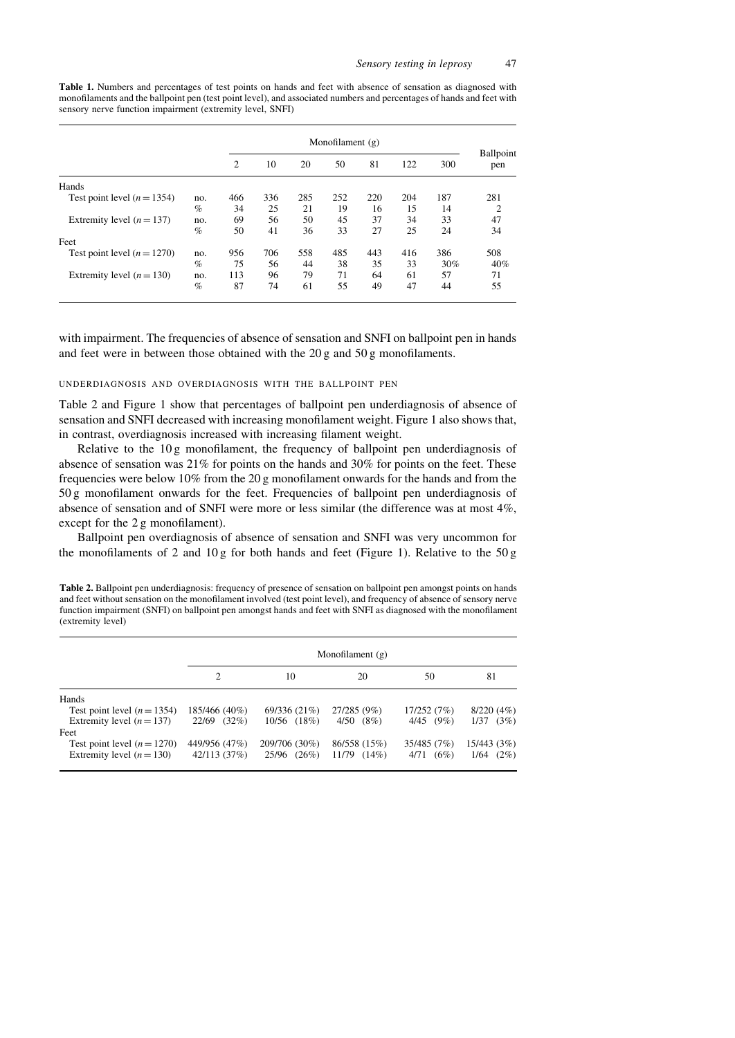**Table 1.** Numbers and percentages of test points on hands and feet with absence of sensation as diagnosed with monofilaments and the ballpoint pen (test point level), and associated numbers and percentages of hands and feet with sensory nerve function impairment (extremity level, SNFI)

| | | Monofilament (g) | | | | | | | Ballpoint pen |
|---|---|---|---|---|---|---|---|---|---|
| | | 2 | 10 | 20 | 50 | 81 | 122 | 300 | |
| Hands | | | | | | | | | |
| Test point level ($n = 1354$) | no. | 466 | 336 | 285 | 252 | 220 | 204 | 187 | 281 |
| | % | 34 | 25 | 21 | 19 | 16 | 15 | 14 | 2 |
| Extremity level ($n = 137$) | no. | 69 | 56 | 50 | 45 | 37 | 34 | 33 | 47 |
| | % | 50 | 41 | 36 | 33 | 27 | 25 | 24 | 34 |
| Feet | | | | | | | | | |
| Test point level ($n = 1270$) | no. | 956 | 706 | 558 | 485 | 443 | 416 | 386 | 508 |
| | % | 75 | 56 | 44 | 38 | 35 | 33 | 30% | 40% |
| Extremity level ($n = 130$) | no. | 113 | 96 | 79 | 71 | 64 | 61 | 57 | 71 |
| | % | 87 | 74 | 61 | 55 | 49 | 47 | 44 | 55 |

with impairment. The frequencies of absence of sensation and SNFI on ballpoint pen in hands and feet were in between those obtained with the 20 g and 50 g monofilaments.

### UNDERDIAGNOSIS AND OVERDIAGNOSIS WITH THE BALLPOINT PEN

Table 2 and Figure 1 show that percentages of ballpoint pen underdiagnosis of absence of sensation and SNFI decreased with increasing monofilament weight. Figure 1 also shows that, in contrast, overdiagnosis increased with increasing filament weight.

Relative to the 10 g monofilament, the frequency of ballpoint pen underdiagnosis of absence of sensation was 21% for points on the hands and 30% for points on the feet. These frequencies were below 10% from the 20 g monofilament onwards for the hands and from the 50 g monofilament onwards for the feet. Frequencies of ballpoint pen underdiagnosis of absence of sensation and of SNFI were more or less similar (the difference was at most 4%, except for the 2 g monofilament).

Ballpoint pen overdiagnosis of absence of sensation and SNFI was very uncommon for the monofilaments of 2 and 10 g for both hands and feet (Figure 1). Relative to the 50 g

**Table 2.** Ballpoint pen underdiagnosis: frequency of presence of sensation on ballpoint pen amongst points on hands and feet without sensation on the monofilament involved (test point level), and frequency of absence of sensory nerve function impairment (SNFI) on ballpoint pen amongst hands and feet with SNFI as diagnosed with the monofilament (extremity level)

| | Monofilament (g) | | | | |
|---|---|---|---|---|---|
| | 2 | 10 | 20 | 50 | 81 |
| Hands | | | | | |
| Test point level ($n = 1354$) | 185/466 (40%) | 69/336 (21%) | 27/285 (9%) | 17/252 (7%) | 8/220 (4%) |
| Extremity level ($n = 137$) | 22/69 (32%) | 10/56 (18%) | 4/50 (8%) | 4/45 (9%) | 1/37 (3%) |
| Feet | | | | | |
| Test point level ($n = 1270$) | 449/956 (47%) | 209/706 (30%) | 86/558 (15%) | 35/485 (7%) | 15/443 (3%) |
| Extremity level ($n = 130$) | 42/113 (37%) | 25/96 (26%) | 11/79 (14%) | 4/71 (6%) | 1/64 (2%) |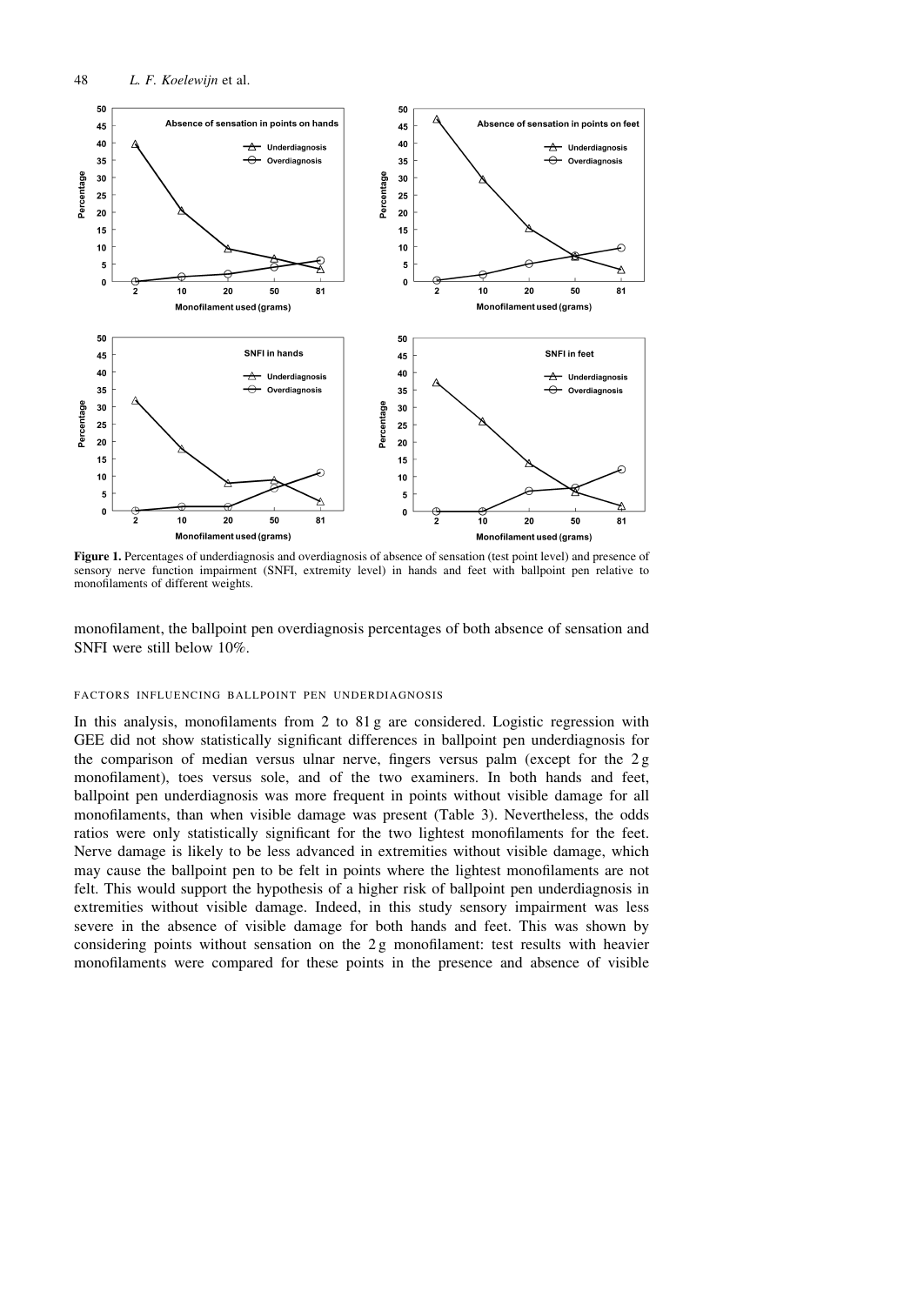**Figure 1.** Percentages of underdiagnosis and overdiagnosis of absence of sensation (test point level) and presence of sensory nerve function impairment (SNFI, extremity level) in hands and feet with ballpoint pen relative to monofilaments of different weights.

monofilament, the ballpoint pen overdiagnosis percentages of both absence of sensation and SNFI were still below 10%.

### FACTORS INFLUENCING BALLPOINT PEN UNDERDIAGNOSIS

In this analysis, monofilaments from 2 to 81 g are considered. Logistic regression with GEE did not show statistically significant differences in ballpoint pen underdiagnosis for the comparison of median versus ulnar nerve, fingers versus palm (except for the 2 g monofilament), toes versus sole, and of the two examiners. In both hands and feet, ballpoint pen underdiagnosis was more frequent in points without visible damage for all monofilaments, than when visible damage was present (Table 3). Nevertheless, the odds ratios were only statistically significant for the two lightest monofilaments for the feet. Nerve damage is likely to be less advanced in extremities without visible damage, which may cause the ballpoint pen to be felt in points where the lightest monofilaments are not felt. This would support the hypothesis of a higher risk of ballpoint pen underdiagnosis in extremities without visible damage. Indeed, in this study sensory impairment was less severe in the absence of visible damage for both hands and feet. This was shown by considering points without sensation on the 2 g monofilament: test results with heavier monofilaments were compared for these points in the presence and absence of visible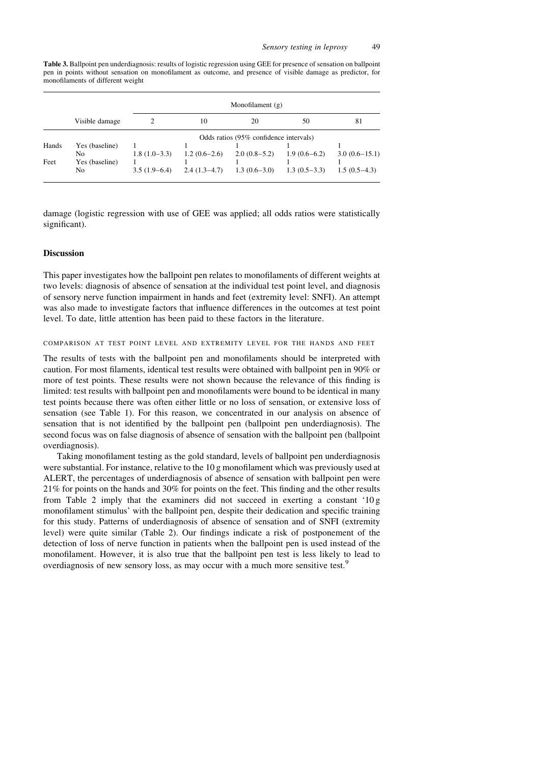**Table 3.** Ballpoint pen underdiagnosis: results of logistic regression using GEE for presence of sensation on ballpoint pen in points without sensation on monofilament as outcome, and presence of visible damage as predictor, for monofilaments of different weight

| | Visible damage | Monofilament (g) | | | | |
|---|---|---|---|---|---|---|
| | | 2 | 10 | 20 | 50 | 81 |
| | | Odds ratios (95% confidence intervals) | | | | |
| Hands | Yes (baseline) | 1 | 1 | 1 | 1 | 1 |
| | No | 1.8 (1.0–3.3) | 1.2 (0.6–2.6) | 2.0 (0.8–5.2) | 1.9 (0.6–6.2) | 3.0 (0.6–15.1) |
| Feet | Yes (baseline) | 1 | 1 | 1 | 1 | 1 |
| | No | 3.5 (1.9–6.4) | 2.4 (1.3–4.7) | 1.3 (0.6–3.0) | 1.3 (0.5–3.3) | 1.5 (0.5–4.3) |

damage (logistic regression with use of GEE was applied; all odds ratios were statistically significant).

## Discussion

This paper investigates how the ballpoint pen relates to monofilaments of different weights at two levels: diagnosis of absence of sensation at the individual test point level, and diagnosis of sensory nerve function impairment in hands and feet (extremity level: SNFI). An attempt was also made to investigate factors that influence differences in the outcomes at test point level. To date, little attention has been paid to these factors in the literature.

### COMPARISON AT TEST POINT LEVEL AND EXTREMITY LEVEL FOR THE HANDS AND FEET

The results of tests with the ballpoint pen and monofilaments should be interpreted with caution. For most filaments, identical test results were obtained with ballpoint pen in 90% or more of test points. These results were not shown because the relevance of this finding is limited: test results with ballpoint pen and monofilaments were bound to be identical in many test points because there was often either little or no loss of sensation, or extensive loss of sensation (see Table 1). For this reason, we concentrated in our analysis on absence of sensation that is not identified by the ballpoint pen (ballpoint pen underdiagnosis). The second focus was on false diagnosis of absence of sensation with the ballpoint pen (ballpoint overdiagnosis).

Taking monofilament testing as the gold standard, levels of ballpoint pen underdiagnosis were substantial. For instance, relative to the 10 g monofilament which was previously used at ALERT, the percentages of underdiagnosis of absence of sensation with ballpoint pen were 21% for points on the hands and 30% for points on the feet. This finding and the other results from Table 2 imply that the examiners did not succeed in exerting a constant '10 g monofilament stimulus' with the ballpoint pen, despite their dedication and specific training for this study. Patterns of underdiagnosis of absence of sensation and of SNFI (extremity level) were quite similar (Table 2). Our findings indicate a risk of postponement of the detection of loss of nerve function in patients when the ballpoint pen is used instead of the monofilament. However, it is also true that the ballpoint pen test is less likely to lead to overdiagnosis of new sensory loss, as may occur with a much more sensitive test.[9]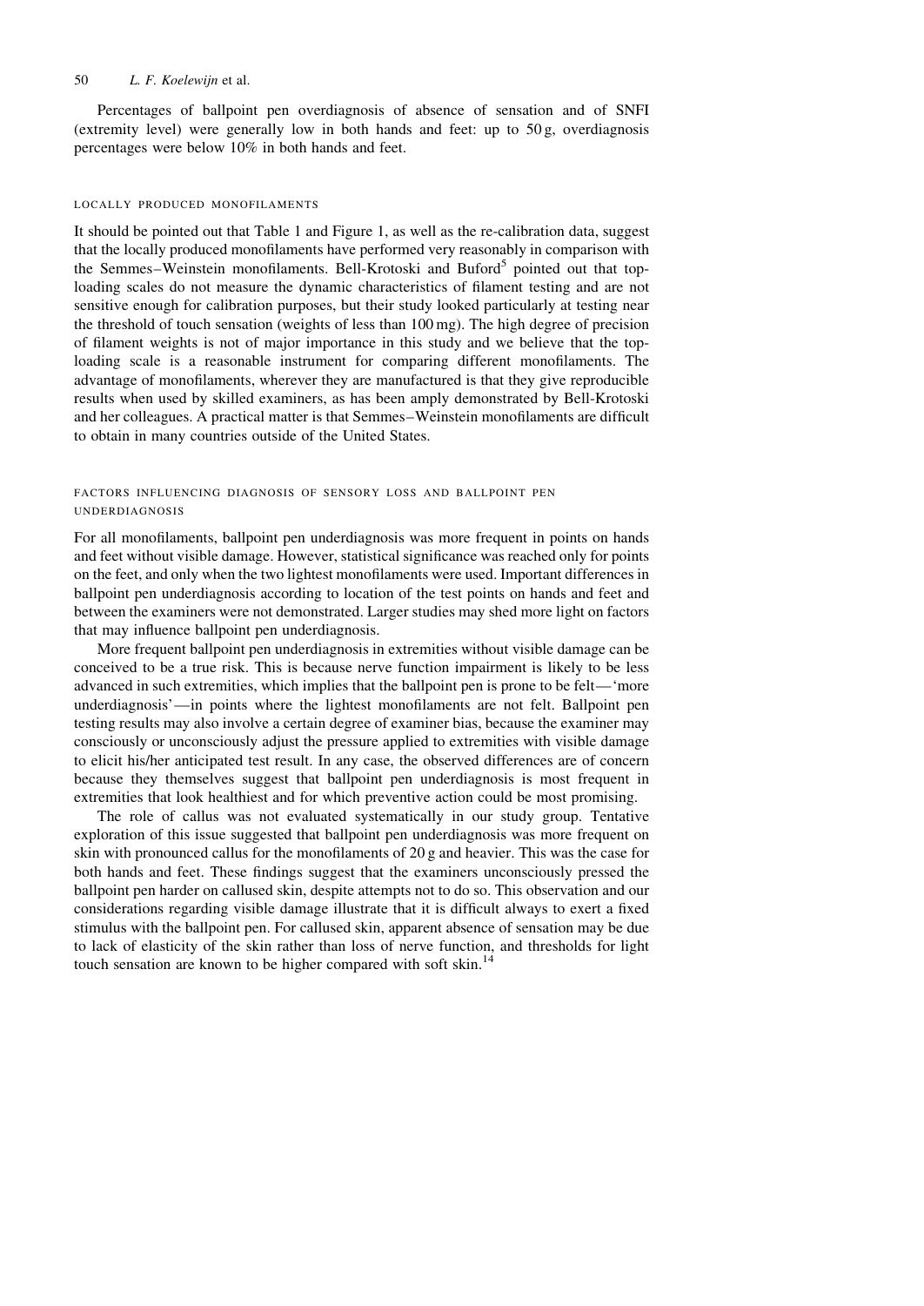Percentages of ballpoint pen overdiagnosis of absence of sensation and of SNFI (extremity level) were generally low in both hands and feet: up to 50 g, overdiagnosis percentages were below 10% in both hands and feet.

### LOCALLY PRODUCED MONOFILAMENTS

It should be pointed out that Table 1 and Figure 1, as well as the re-calibration data, suggest that the locally produced monofilaments have performed very reasonably in comparison with the Semmes–Weinstein monofilaments. Bell-Krotoski and Buford[5] pointed out that top-loading scales do not measure the dynamic characteristics of filament testing and are not sensitive enough for calibration purposes, but their study looked particularly at testing near the threshold of touch sensation (weights of less than 100 mg). The high degree of precision of filament weights is not of major importance in this study and we believe that the top-loading scale is a reasonable instrument for comparing different monofilaments. The advantage of monofilaments, wherever they are manufactured is that they give reproducible results when used by skilled examiners, as has been amply demonstrated by Bell-Krotoski and her colleagues. A practical matter is that Semmes–Weinstein monofilaments are difficult to obtain in many countries outside of the United States.

### FACTORS INFLUENCING DIAGNOSIS OF SENSORY LOSS AND BALLPOINT PEN UNDERDIAGNOSIS

For all monofilaments, ballpoint pen underdiagnosis was more frequent in points on hands and feet without visible damage. However, statistical significance was reached only for points on the feet, and only when the two lightest monofilaments were used. Important differences in ballpoint pen underdiagnosis according to location of the test points on hands and feet and between the examiners were not demonstrated. Larger studies may shed more light on factors that may influence ballpoint pen underdiagnosis.

More frequent ballpoint pen underdiagnosis in extremities without visible damage can be conceived to be a true risk. This is because nerve function impairment is likely to be less advanced in such extremities, which implies that the ballpoint pen is prone to be felt—'more underdiagnosis'—in points where the lightest monofilaments are not felt. Ballpoint pen testing results may also involve a certain degree of examiner bias, because the examiner may consciously or unconsciously adjust the pressure applied to extremities with visible damage to elicit his/her anticipated test result. In any case, the observed differences are of concern because they themselves suggest that ballpoint pen underdiagnosis is most frequent in extremities that look healthiest and for which preventive action could be most promising.

The role of callus was not evaluated systematically in our study group. Tentative exploration of this issue suggested that ballpoint pen underdiagnosis was more frequent on skin with pronounced callus for the monofilaments of 20 g and heavier. This was the case for both hands and feet. These findings suggest that the examiners unconsciously pressed the ballpoint pen harder on callused skin, despite attempts not to do so. This observation and our considerations regarding visible damage illustrate that it is difficult always to exert a fixed stimulus with the ballpoint pen. For callused skin, apparent absence of sensation may be due to lack of elasticity of the skin rather than loss of nerve function, and thresholds for light touch sensation are known to be higher compared with soft skin.[14]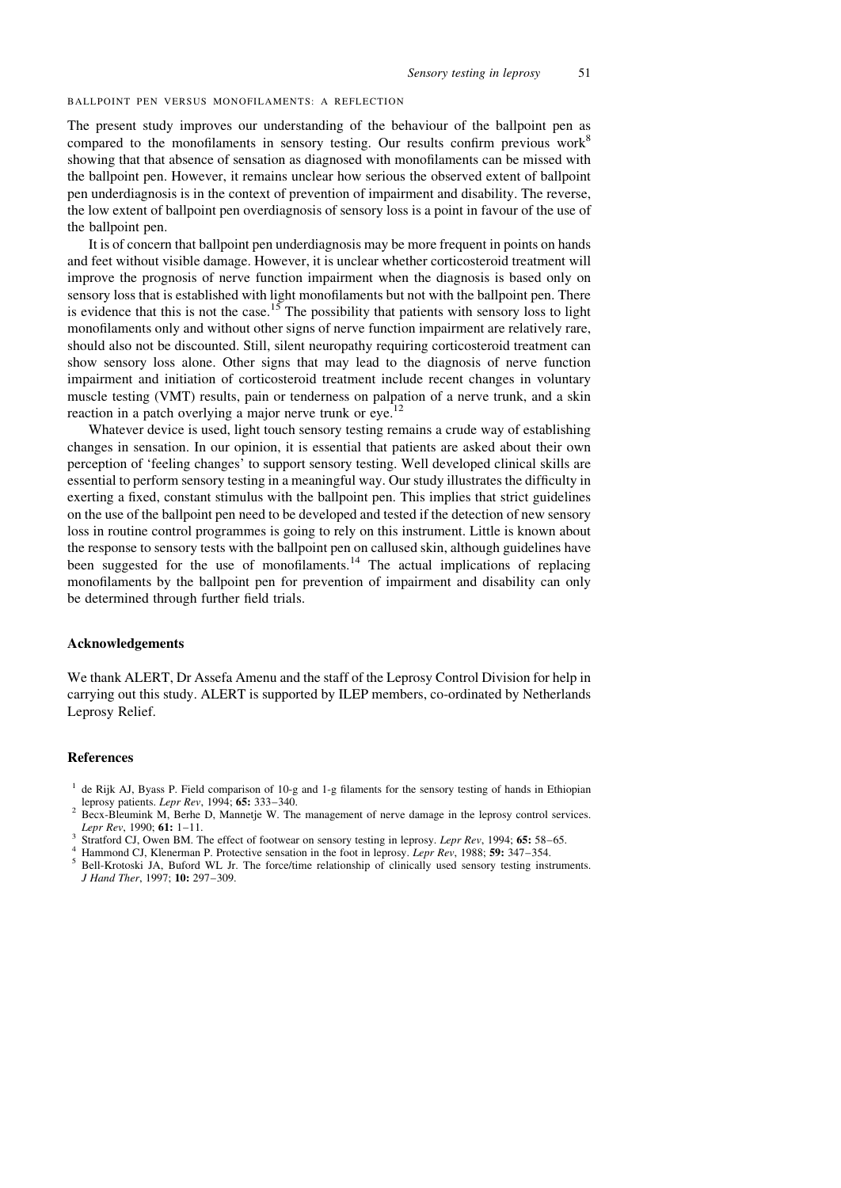### BALLPOINT PEN VERSUS MONOFILAMENTS: A REFLECTION

The present study improves our understanding of the behaviour of the ballpoint pen as compared to the monofilaments in sensory testing. Our results confirm previous work[8] showing that that absence of sensation as diagnosed with monofilaments can be missed with the ballpoint pen. However, it remains unclear how serious the observed extent of ballpoint pen underdiagnosis is in the context of prevention of impairment and disability. The reverse, the low extent of ballpoint pen overdiagnosis of sensory loss is a point in favour of the use of the ballpoint pen.

It is of concern that ballpoint pen underdiagnosis may be more frequent in points on hands and feet without visible damage. However, it is unclear whether corticosteroid treatment will improve the prognosis of nerve function impairment when the diagnosis is based only on sensory loss that is established with light monofilaments but not with the ballpoint pen. There is evidence that this is not the case.[15] The possibility that patients with sensory loss to light monofilaments only and without other signs of nerve function impairment are relatively rare, should also not be discounted. Still, silent neuropathy requiring corticosteroid treatment can show sensory loss alone. Other signs that may lead to the diagnosis of nerve function impairment and initiation of corticosteroid treatment include recent changes in voluntary muscle testing (VMT) results, pain or tenderness on palpation of a nerve trunk, and a skin reaction in a patch overlying a major nerve trunk or eye.[12]

Whatever device is used, light touch sensory testing remains a crude way of establishing changes in sensation. In our opinion, it is essential that patients are asked about their own perception of 'feeling changes' to support sensory testing. Well developed clinical skills are essential to perform sensory testing in a meaningful way. Our study illustrates the difficulty in exerting a fixed, constant stimulus with the ballpoint pen. This implies that strict guidelines on the use of the ballpoint pen need to be developed and tested if the detection of new sensory loss in routine control programmes is going to rely on this instrument. Little is known about the response to sensory tests with the ballpoint pen on callused skin, although guidelines have been suggested for the use of monofilaments.[14] The actual implications of replacing monofilaments by the ballpoint pen for prevention of impairment and disability can only be determined through further field trials.

## Acknowledgements

We thank ALERT, Dr Assefa Amenu and the staff of the Leprosy Control Division for help in carrying out this study. ALERT is supported by ILEP members, co-ordinated by Netherlands Leprosy Relief.

## References

1. de Rijk AJ, Byass P. Field comparison of 10-g and 1-g filaments for the sensory testing of hands in Ethiopian leprosy patients. *Lepr Rev*, 1994; **65:** 333–340.
2. Becx-Bleumink M, Berhe D, Mannetje W. The management of nerve damage in the leprosy control services. *Lepr Rev*, 1990; **61:** 1–11.
3. Stratford CJ, Owen BM. The effect of footwear on sensory testing in leprosy. *Lepr Rev*, 1994; **65:** 58–65.
4. Hammond CJ, Klenerman P. Protective sensation in the foot in leprosy. *Lepr Rev*, 1988; **59:** 347–354.
5. Bell-Krotoski JA, Buford WL Jr. The force/time relationship of clinically used sensory testing instruments. *J Hand Ther*, 1997; **10:** 297–309.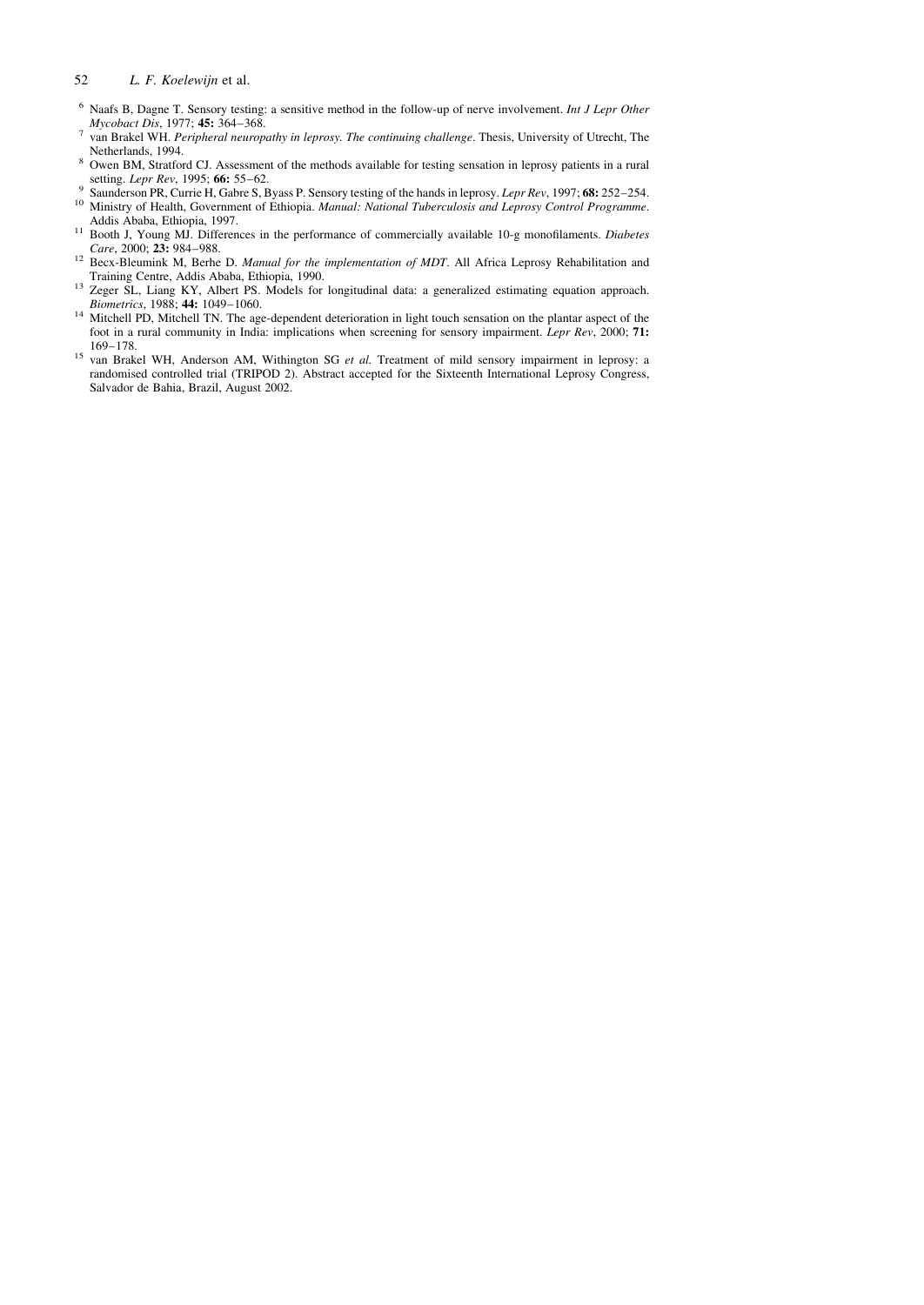6. Naafs B, Dagne T. Sensory testing: a sensitive method in the follow-up of nerve involvement. *Int J Lepr Other Mycobact Dis*, 1977; **45:** 364–368.
7. van Brakel WH. *Peripheral neuropathy in leprosy. The continuing challenge*. Thesis, University of Utrecht, The Netherlands, 1994.
8. Owen BM, Stratford CJ. Assessment of the methods available for testing sensation in leprosy patients in a rural setting. *Lepr Rev*, 1995; **66:** 55–62.
9. Saunderson PR, Currie H, Gabre S, Byass P. Sensory testing of the hands in leprosy. *Lepr Rev*, 1997; **68:** 252–254.
10. Ministry of Health, Government of Ethiopia. *Manual: National Tuberculosis and Leprosy Control Programme*. Addis Ababa, Ethiopia, 1997.
11. Booth J, Young MJ. Differences in the performance of commercially available 10-g monofilaments. *Diabetes Care*, 2000; **23:** 984–988.
12. Becx-Bleumink M, Berhe D. *Manual for the implementation of MDT*. All Africa Leprosy Rehabilitation and Training Centre, Addis Ababa, Ethiopia, 1990.
13. Zeger SL, Liang KY, Albert PS. Models for longitudinal data: a generalized estimating equation approach. *Biometrics*, 1988; **44:** 1049–1060.
14. Mitchell PD, Mitchell TN. The age-dependent deterioration in light touch sensation on the plantar aspect of the foot in a rural community in India: implications when screening for sensory impairment. *Lepr Rev*, 2000; **71:** 169–178.
15. van Brakel WH, Anderson AM, Withington SG *et al.* Treatment of mild sensory impairment in leprosy: a randomised controlled trial (TRIPOD 2). Abstract accepted for the Sixteenth International Leprosy Congress, Salvador de Bahia, Brazil, August 2002.